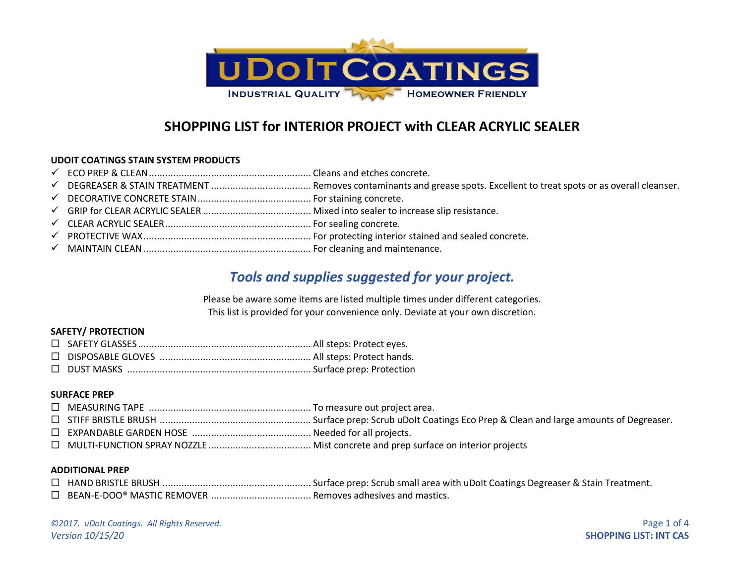# SHOPPING LIST for INTERIOR PROJECT with CLEAR ACRYLIC SEALER

**UDOIT COATINGS STAIN SYSTEM PRODUCTS**

- ✓ ECO PREP & CLEAN ............................................................ Cleans and etches concrete.
- ✓ DEGREASER & STAIN TREATMENT ..................................... Removes contaminants and grease spots. Excellent to treat spots or as overall cleanser.
- ✓ DECORATIVE CONCRETE STAIN.......................................... For staining concrete.
- ✓ GRIP for CLEAR ACRYLIC SEALER ........................................ Mixed into sealer to increase slip resistance.
- ✓ CLEAR ACRYLIC SEALER...................................................... For sealing concrete.
- ✓ PROTECTIVE WAX.............................................................. For protecting interior stained and sealed concrete.
- ✓ MAINTAIN CLEAN .............................................................. For cleaning and maintenance.

## *Tools and supplies suggested for your project.*

Please be aware some items are listed multiple times under different categories.
This list is provided for your convenience only. Deviate at your own discretion.

**SAFETY/ PROTECTION**

- ☐ SAFETY GLASSES................................................................ All steps: Protect eyes.
- ☐ DISPOSABLE GLOVES ........................................................ All steps: Protect hands.
- ☐ DUST MASKS .................................................................... Surface prep: Protection

**SURFACE PREP**

- ☐ MEASURING TAPE ............................................................ To measure out project area.
- ☐ STIFF BRISTLE BRUSH ........................................................ Surface prep: Scrub uDoIt Coatings Eco Prep & Clean and large amounts of Degreaser.
- ☐ EXPANDABLE GARDEN HOSE ............................................ Needed for all projects.
- ☐ MULTI-FUNCTION SPRAY NOZZLE ...................................... Mist concrete and prep surface on interior projects

**ADDITIONAL PREP**

- ☐ HAND BRISTLE BRUSH ....................................................... Surface prep: Scrub small area with uDoIt Coatings Degreaser & Stain Treatment.
- ☐ BEAN-E-DOO® MASTIC REMOVER ..................................... Removes adhesives and mastics.

*©2017. uDoIt Coatings. All Rights Reserved.*
*Version 10/15/20*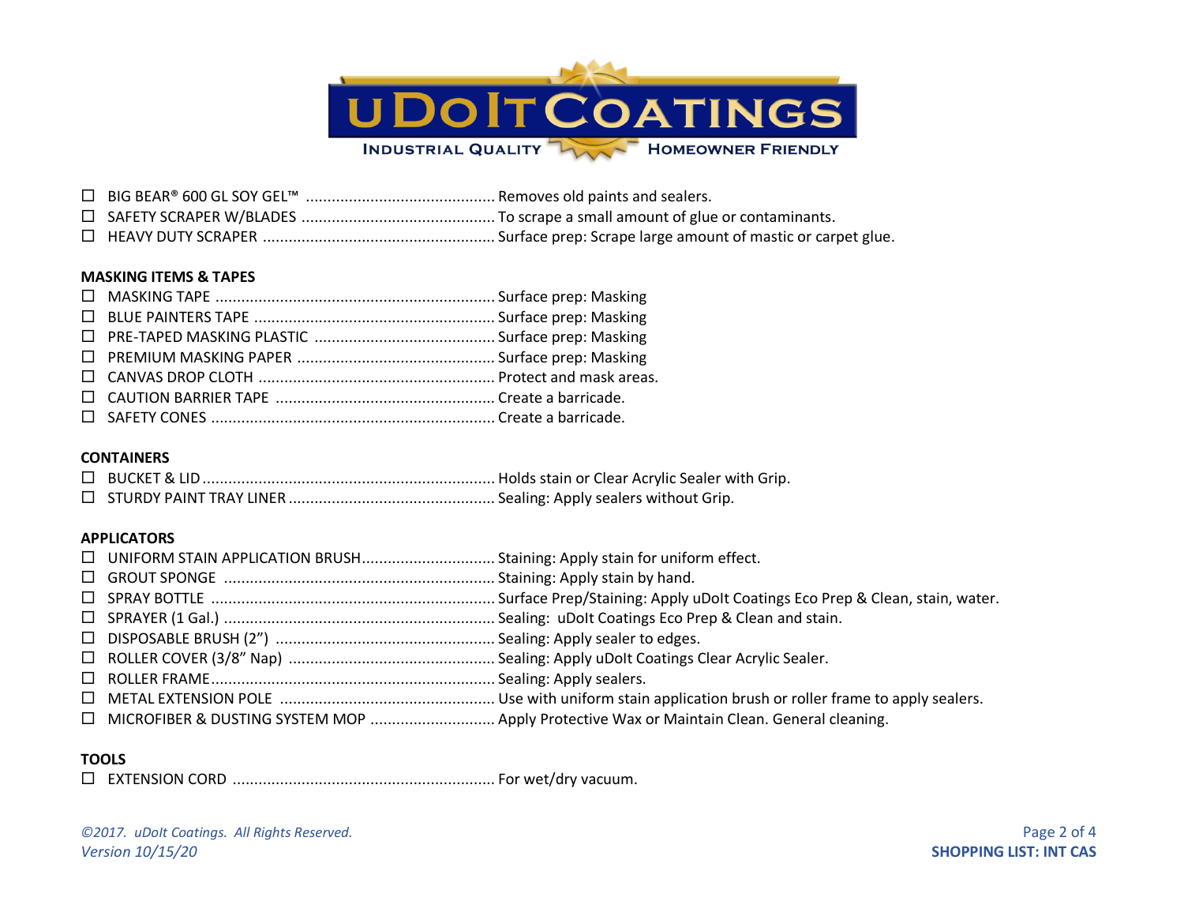- ☐ BIG BEAR® 600 GL SOY GEL™ ............................................ Removes old paints and sealers.
- ☐ SAFETY SCRAPER W/BLADES ............................................. To scrape a small amount of glue or contaminants.
- ☐ HEAVY DUTY SCRAPER ...................................................... Surface prep: Scrape large amount of mastic or carpet glue.

**MASKING ITEMS & TAPES**

- ☐ MASKING TAPE ................................................................. Surface prep: Masking
- ☐ BLUE PAINTERS TAPE ........................................................ Surface prep: Masking
- ☐ PRE-TAPED MASKING PLASTIC .......................................... Surface prep: Masking
- ☐ PREMIUM MASKING PAPER .............................................. Surface prep: Masking
- ☐ CANVAS DROP CLOTH ....................................................... Protect and mask areas.
- ☐ CAUTION BARRIER TAPE ................................................... Create a barricade.
- ☐ SAFETY CONES .................................................................. Create a barricade.

**CONTAINERS**

- ☐ BUCKET & LID .................................................................... Holds stain or Clear Acrylic Sealer with Grip.
- ☐ STURDY PAINT TRAY LINER ................................................ Sealing: Apply sealers without Grip.

**APPLICATORS**

- ☐ UNIFORM STAIN APPLICATION BRUSH ............................... Staining: Apply stain for uniform effect.
- ☐ GROUT SPONGE ................................................................ Staining: Apply stain by hand.
- ☐ SPRAY BOTTLE .................................................................. Surface Prep/Staining: Apply uDoIt Coatings Eco Prep & Clean, stain, water.
- ☐ SPRAYER (1 Gal.) ............................................................... Sealing: uDoIt Coatings Eco Prep & Clean and stain.
- ☐ DISPOSABLE BRUSH (2") .................................................... Sealing: Apply sealer to edges.
- ☐ ROLLER COVER (3/8" Nap) ................................................ Sealing: Apply uDoIt Coatings Clear Acrylic Sealer.
- ☐ ROLLER FRAME .................................................................. Sealing: Apply sealers.
- ☐ METAL EXTENSION POLE .................................................. Use with uniform stain application brush or roller frame to apply sealers.
- ☐ MICROFIBER & DUSTING SYSTEM MOP ............................. Apply Protective Wax or Maintain Clean. General cleaning.

**TOOLS**

- ☐ EXTENSION CORD ............................................................. For wet/dry vacuum.

*©2017. uDoIt Coatings. All Rights Reserved.*
*Version 10/15/20*

**SHOPPING LIST: INT CAS**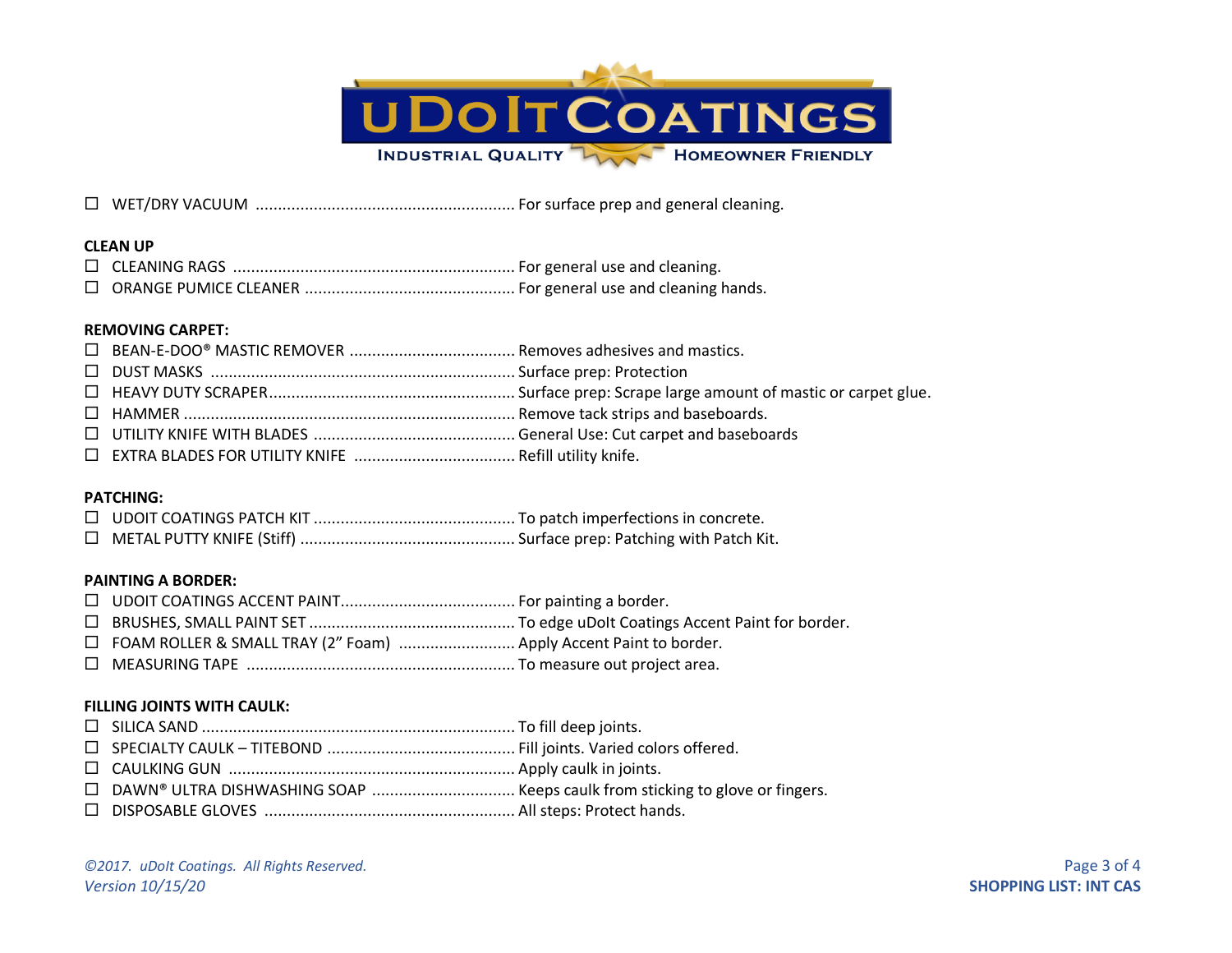☐ WET/DRY VACUUM ......................................................... For surface prep and general cleaning.

**CLEAN UP**

☐ CLEANING RAGS ............................................................. For general use and cleaning.
☐ ORANGE PUMICE CLEANER .............................................. For general use and cleaning hands.

**REMOVING CARPET:**

☐ BEAN-E-DOO® MASTIC REMOVER .................................... Removes adhesives and mastics.
☐ DUST MASKS .................................................................. Surface prep: Protection
☐ HEAVY DUTY SCRAPER...................................................... Surface prep: Scrape large amount of mastic or carpet glue.
☐ HAMMER ......................................................................... Remove tack strips and baseboards.
☐ UTILITY KNIFE WITH BLADES ............................................ General Use: Cut carpet and baseboards
☐ EXTRA BLADES FOR UTILITY KNIFE ................................... Refill utility knife.

**PATCHING:**

☐ UDOIT COATINGS PATCH KIT ............................................ To patch imperfections in concrete.
☐ METAL PUTTY KNIFE (Stiff) ............................................... Surface prep: Patching with Patch Kit.

**PAINTING A BORDER:**

☐ UDOIT COATINGS ACCENT PAINT...................................... For painting a border.
☐ BRUSHES, SMALL PAINT SET ............................................. To edge uDoIt Coatings Accent Paint for border.
☐ FOAM ROLLER & SMALL TRAY (2" Foam) ......................... Apply Accent Paint to border.
☐ MEASURING TAPE ........................................................... To measure out project area.

**FILLING JOINTS WITH CAULK:**

☐ SILICA SAND ..................................................................... To fill deep joints.
☐ SPECIALTY CAULK – TITEBOND ......................................... Fill joints. Varied colors offered.
☐ CAULKING GUN ............................................................... Apply caulk in joints.
☐ DAWN® ULTRA DISHWASHING SOAP ............................... Keeps caulk from sticking to glove or fingers.
☐ DISPOSABLE GLOVES ....................................................... All steps: Protect hands.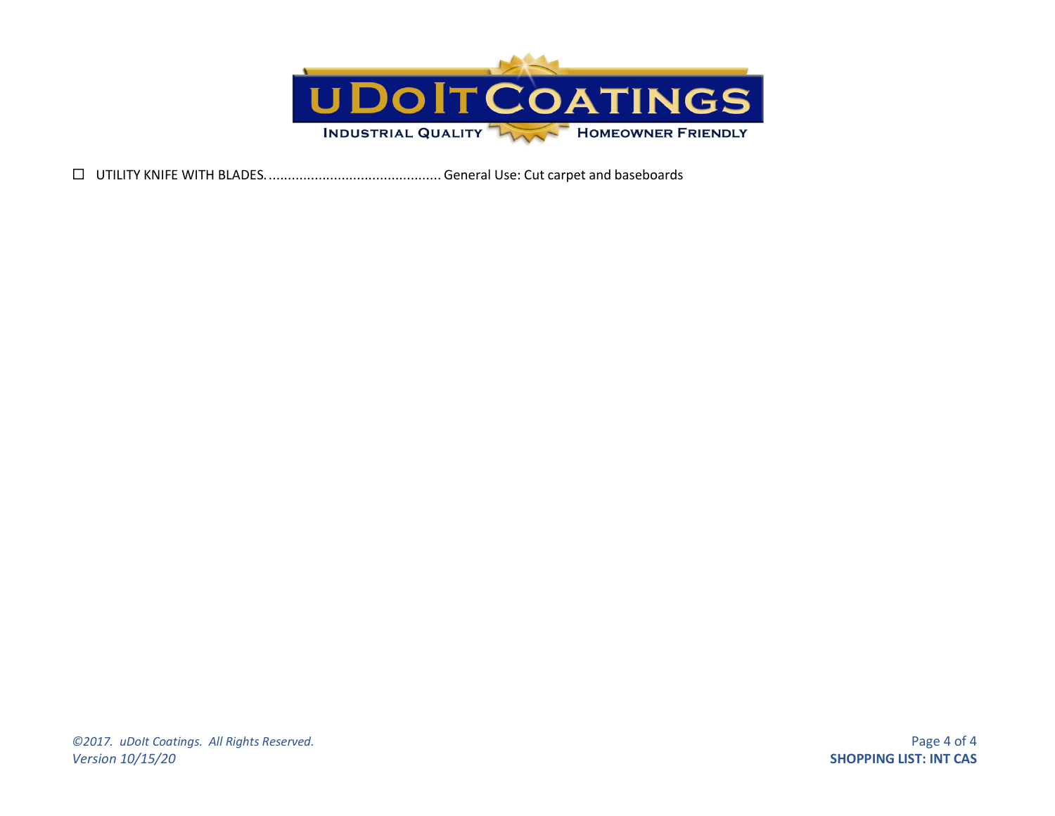- [ ] UTILITY KNIFE WITH BLADES............................................ General Use: Cut carpet and baseboards